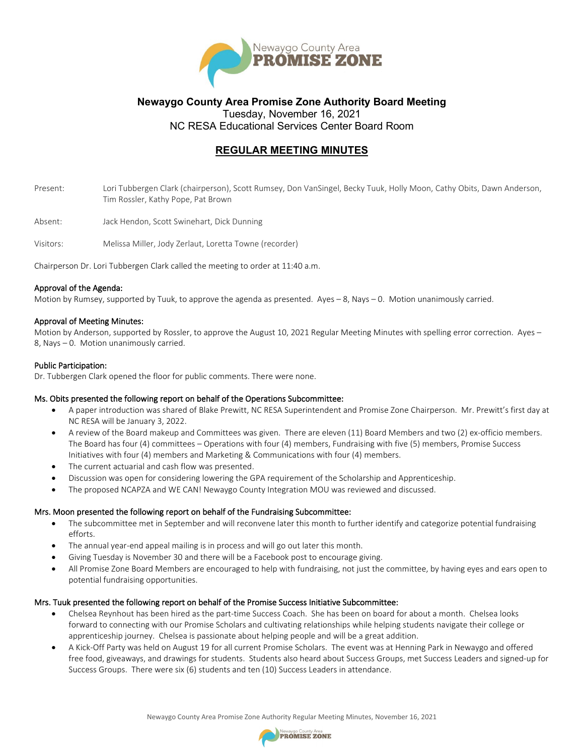# Newaygo County Area Promise Zone Authority Board Meeting

Tuesday, November 16, 2021
NC RESA Educational Services Center Board Room

## REGULAR MEETING MINUTES

Present: Lori Tubbergen Clark (chairperson), Scott Rumsey, Don VanSingel, Becky Tuuk, Holly Moon, Cathy Obits, Dawn Anderson, Tim Rossler, Kathy Pope, Pat Brown

Absent: Jack Hendon, Scott Swinehart, Dick Dunning

Visitors: Melissa Miller, Jody Zerlaut, Loretta Towne (recorder)

Chairperson Dr. Lori Tubbergen Clark called the meeting to order at 11:40 a.m.

### Approval of the Agenda:

Motion by Rumsey, supported by Tuuk, to approve the agenda as presented. Ayes – 8, Nays – 0. Motion unanimously carried.

### Approval of Meeting Minutes:

Motion by Anderson, supported by Rossler, to approve the August 10, 2021 Regular Meeting Minutes with spelling error correction. Ayes – 8, Nays – 0. Motion unanimously carried.

### Public Participation:

Dr. Tubbergen Clark opened the floor for public comments. There were none.

### Ms. Obits presented the following report on behalf of the Operations Subcommittee:

- A paper introduction was shared of Blake Prewitt, NC RESA Superintendent and Promise Zone Chairperson. Mr. Prewitt's first day at NC RESA will be January 3, 2022.
- A review of the Board makeup and Committees was given. There are eleven (11) Board Members and two (2) ex-officio members. The Board has four (4) committees – Operations with four (4) members, Fundraising with five (5) members, Promise Success Initiatives with four (4) members and Marketing & Communications with four (4) members.
- The current actuarial and cash flow was presented.
- Discussion was open for considering lowering the GPA requirement of the Scholarship and Apprenticeship.
- The proposed NCAPZA and WE CAN! Newaygo County Integration MOU was reviewed and discussed.

### Mrs. Moon presented the following report on behalf of the Fundraising Subcommittee:

- The subcommittee met in September and will reconvene later this month to further identify and categorize potential fundraising efforts.
- The annual year-end appeal mailing is in process and will go out later this month.
- Giving Tuesday is November 30 and there will be a Facebook post to encourage giving.
- All Promise Zone Board Members are encouraged to help with fundraising, not just the committee, by having eyes and ears open to potential fundraising opportunities.

### Mrs. Tuuk presented the following report on behalf of the Promise Success Initiative Subcommittee:

- Chelsea Reynhout has been hired as the part-time Success Coach. She has been on board for about a month. Chelsea looks forward to connecting with our Promise Scholars and cultivating relationships while helping students navigate their college or apprenticeship journey. Chelsea is passionate about helping people and will be a great addition.
- A Kick-Off Party was held on August 19 for all current Promise Scholars. The event was at Henning Park in Newaygo and offered free food, giveaways, and drawings for students. Students also heard about Success Groups, met Success Leaders and signed-up for Success Groups. There were six (6) students and ten (10) Success Leaders in attendance.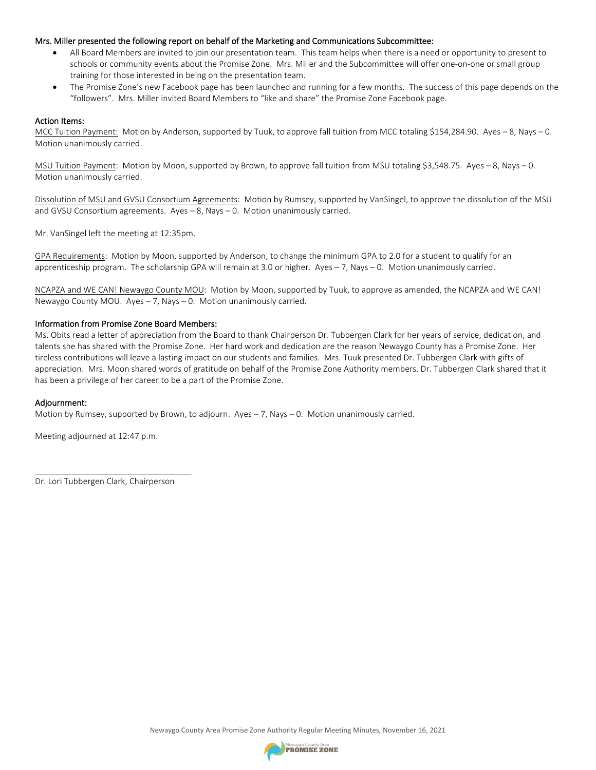**Mrs. Miller presented the following report on behalf of the Marketing and Communications Subcommittee:**

- All Board Members are invited to join our presentation team. This team helps when there is a need or opportunity to present to schools or community events about the Promise Zone. Mrs. Miller and the Subcommittee will offer one-on-one or small group training for those interested in being on the presentation team.
- The Promise Zone's new Facebook page has been launched and running for a few months. The success of this page depends on the "followers". Mrs. Miller invited Board Members to "like and share" the Promise Zone Facebook page.

**Action Items:**

MCC Tuition Payment: Motion by Anderson, supported by Tuuk, to approve fall tuition from MCC totaling $154,284.90. Ayes – 8, Nays – 0. Motion unanimously carried.

MSU Tuition Payment: Motion by Moon, supported by Brown, to approve fall tuition from MSU totaling $3,548.75. Ayes – 8, Nays – 0. Motion unanimously carried.

Dissolution of MSU and GVSU Consortium Agreements: Motion by Rumsey, supported by VanSingel, to approve the dissolution of the MSU and GVSU Consortium agreements. Ayes – 8, Nays – 0. Motion unanimously carried.

Mr. VanSingel left the meeting at 12:35pm.

GPA Requirements: Motion by Moon, supported by Anderson, to change the minimum GPA to 2.0 for a student to qualify for an apprenticeship program. The scholarship GPA will remain at 3.0 or higher. Ayes – 7, Nays – 0. Motion unanimously carried.

NCAPZA and WE CAN! Newaygo County MOU: Motion by Moon, supported by Tuuk, to approve as amended, the NCAPZA and WE CAN! Newaygo County MOU. Ayes – 7, Nays – 0. Motion unanimously carried.

**Information from Promise Zone Board Members:**

Ms. Obits read a letter of appreciation from the Board to thank Chairperson Dr. Tubbergen Clark for her years of service, dedication, and talents she has shared with the Promise Zone. Her hard work and dedication are the reason Newaygo County has a Promise Zone. Her tireless contributions will leave a lasting impact on our students and families. Mrs. Tuuk presented Dr. Tubbergen Clark with gifts of appreciation. Mrs. Moon shared words of gratitude on behalf of the Promise Zone Authority members. Dr. Tubbergen Clark shared that it has been a privilege of her career to be a part of the Promise Zone.

**Adjournment:**

Motion by Rumsey, supported by Brown, to adjourn. Ayes – 7, Nays – 0. Motion unanimously carried.

Meeting adjourned at 12:47 p.m.

\_\_\_\_\_\_\_\_\_\_\_\_\_\_\_\_\_\_\_\_\_\_\_\_\_\_\_\_\_\_\_\_\_\_

Dr. Lori Tubbergen Clark, Chairperson